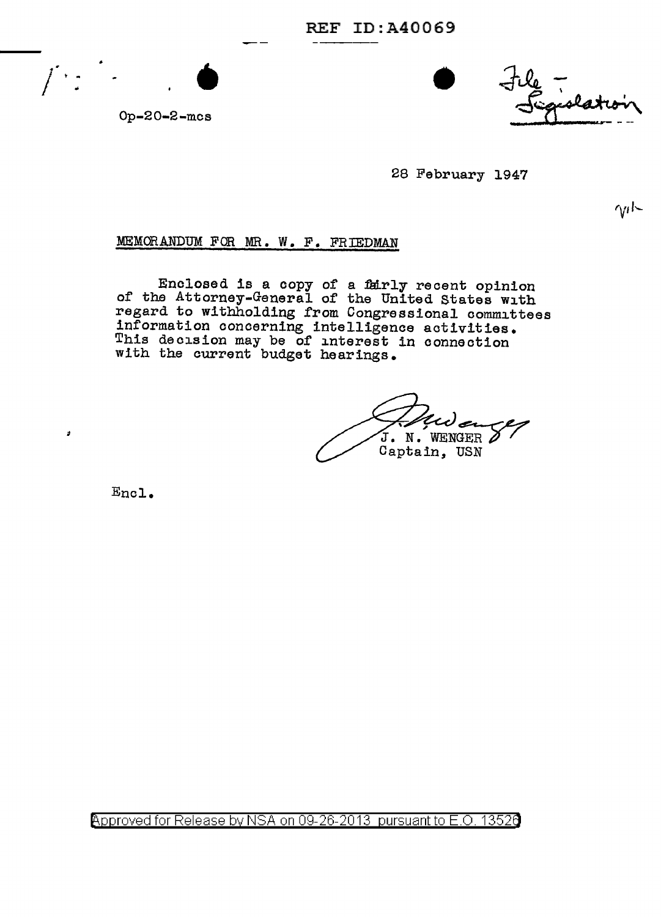REF ID:A40069

Op-20-2-mcs

File - Legislation

28 February 1947

MEMORANDUM FOR MR. W. F. FRIEDMAN

Enclosed is a copy of a fairly recent opinion of the Attorney-General of the United States with regard to withholding from Congressional committees information concerning intelligence activities. This decision may be of interest in connection with the current budget hearings.

J. N. WENGER
Captain, USN

Encl.

Approved for Release by NSA on 09-26-2013 pursuant to E.O. 13526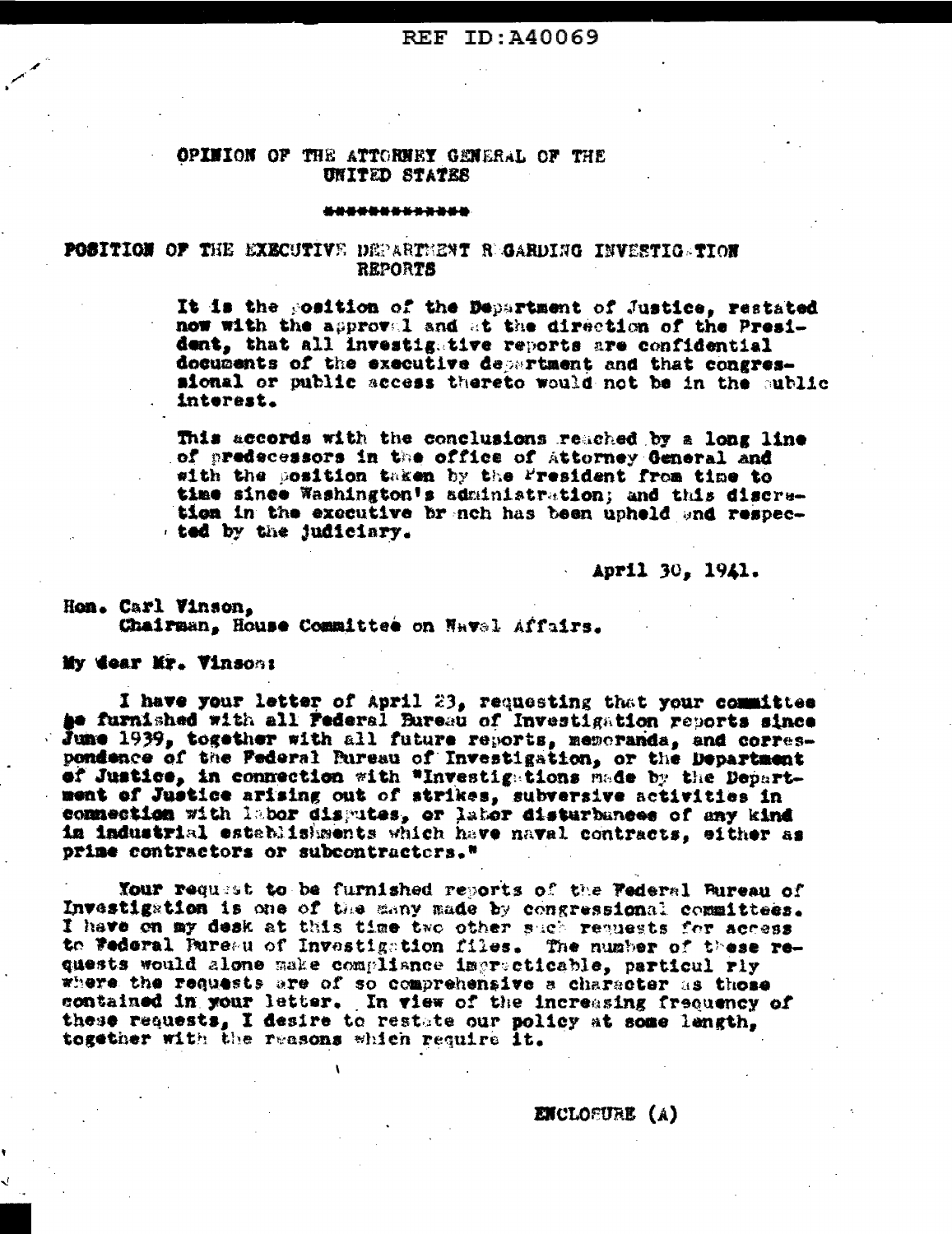# OPINION OF THE ATTORNEY GENERAL OF THE UNITED STATES

\*\*\*\*\*\*\*\*\*\*\*\*\*

## POSITION OF THE EXECUTIVE DEPARTMENT REGARDING INVESTIGATION REPORTS

It is the position of the Department of Justice, restated now with the approval and at the direction of the President, that all investigative reports are confidential documents of the executive department and that congressional or public access thereto would not be in the public interest.

This accords with the conclusions reached by a long line of predecessors in the office of Attorney General and with the position taken by the President from time to time since Washington's administration; and this discretion in the executive branch has been upheld and respected by the judiciary.

April 30, 1941.

Hon. Carl Vinson,
Chairman, House Committee on Naval Affairs.

My dear Mr. Vinson:

I have your letter of April 23, requesting that your committee be furnished with all Federal Bureau of Investigation reports since June 1939, together with all future reports, memoranda, and correspondence of the Federal Bureau of Investigation, or the Department of Justice, in connection with "Investigations made by the Department of Justice arising out of strikes, subversive activities in connection with labor disputes, or labor disturbances of any kind in industrial establishments which have naval contracts, either as prime contractors or subcontractors."

Your request to be furnished reports of the Federal Bureau of Investigation is one of the many made by congressional committees. I have on my desk at this time two other such requests for access to Federal Bureau of Investigation files. The number of these requests would alone make compliance impracticable, particularly where the requests are of so comprehensive a character as those contained in your letter. In view of the increasing frequency of these requests, I desire to restate our policy at some length, together with the reasons which require it.

ENCLOSURE (A)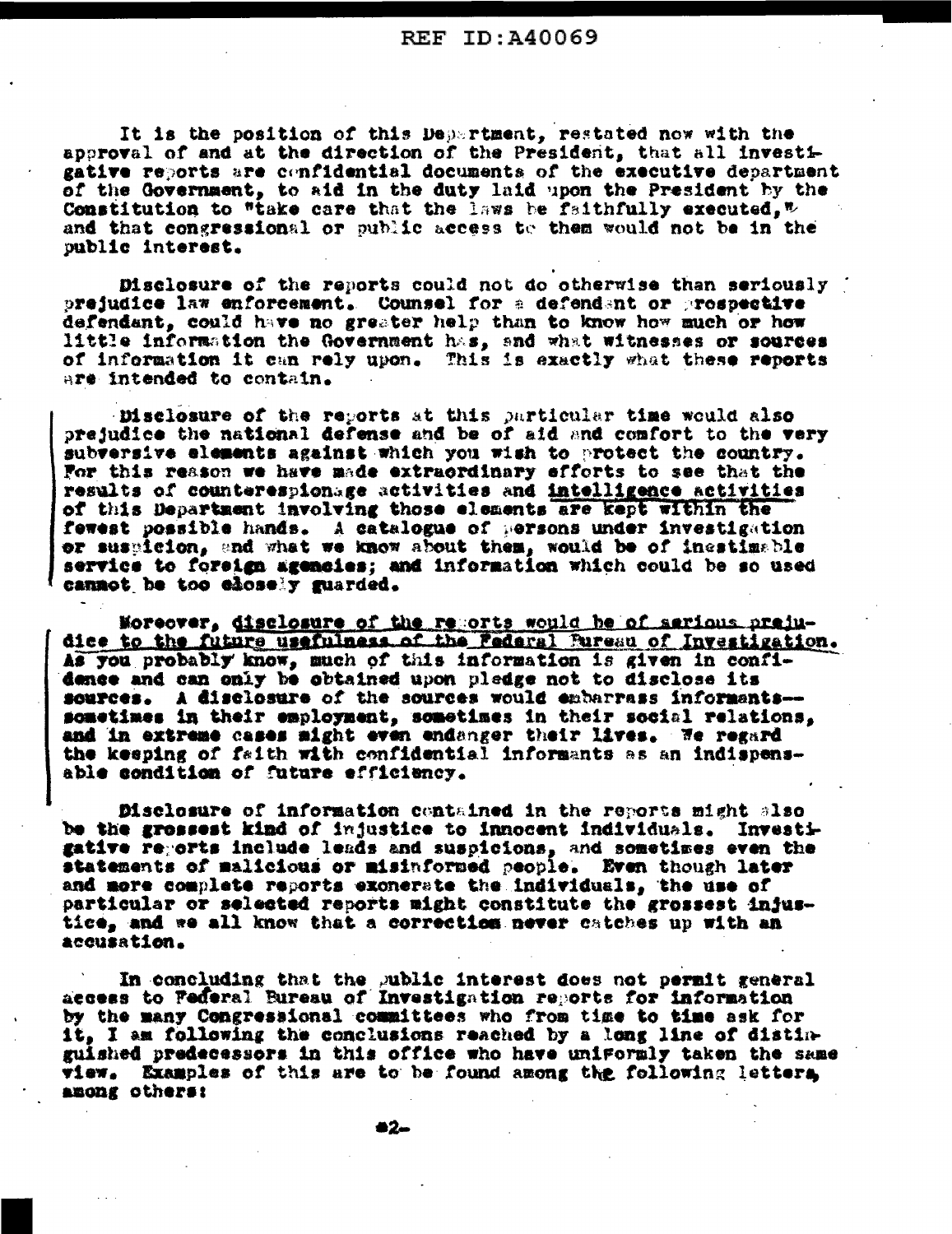It is the position of this Department, restated now with the approval of and at the direction of the President, that all investigative reports are confidential documents of the executive department of the Government, to aid in the duty laid upon the President by the Constitution to "take care that the laws be faithfully executed," and that congressional or public access to them would not be in the public interest.

Disclosure of the reports could not do otherwise than seriously prejudice law enforcement. Counsel for a defendant or prospective defendant, could have no greater help than to know how much or how little information the Government has, and what witnesses or sources of information it can rely upon. This is exactly what these reports are intended to contain.

Disclosure of the reports at this particular time would also prejudice the national defense and be of aid and comfort to the very subversive elements against which you wish to protect the country. For this reason we have made extraordinary efforts to see that the results of counterespionage activities and intelligence activities of this Department involving those elements are kept within the fewest possible hands. A catalogue of persons under investigation or suspicion, and what we know about them, would be of inestimable service to foreign agencies; and information which could be so used cannot be too closely guarded.

Moreover, disclosure of the reports would be of serious prejudice to the future usefulness of the Federal Bureau of Investigation. As you probably know, much of this information is given in confidence and can only be obtained upon pledge not to disclose its sources. A disclosure of the sources would embarrass informants--sometimes in their employment, sometimes in their social relations, and in extreme cases might even endanger their lives. We regard the keeping of faith with confidential informants as an indispensable condition of future efficiency.

Disclosure of information contained in the reports might also be the grossest kind of injustice to innocent individuals. Investigative reports include leads and suspicions, and sometimes even the statements of malicious or misinformed people. Even though later and more complete reports exonerate the individuals, the use of particular or selected reports might constitute the grossest injustice, and we all know that a correction never catches up with an accusation.

In concluding that the public interest does not permit general access to Federal Bureau of Investigation reports for information by the many Congressional committees who from time to time ask for it, I am following the conclusions reached by a long line of distinguished predecessors in this office who have uniformly taken the same view. Examples of this are to be found among the following letters, among others: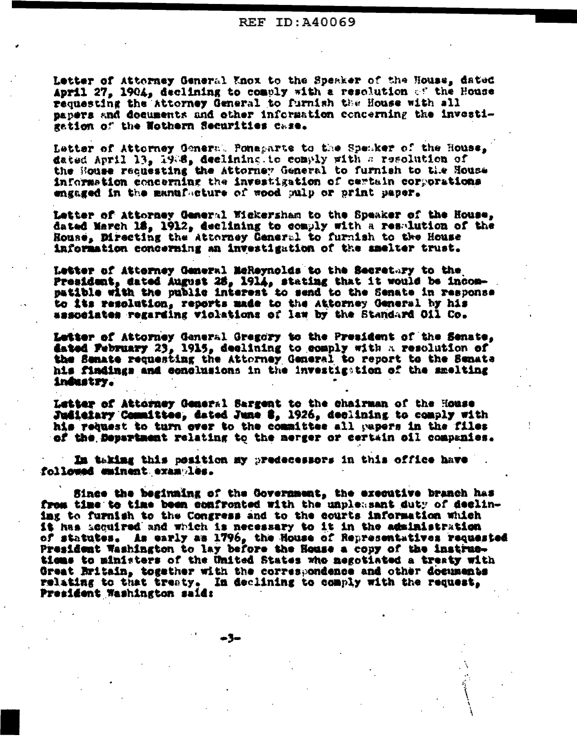Letter of Attorney General Knox to the Speaker of the House, dated April 27, 1904, declining to comply with a resolution of the House requesting the Attorney General to furnish the House with all papers and documents and other information concerning the investigation of the Nothern Securities case.

Letter of Attorney General Bonaparte to the Speaker of the House, dated April 13, 1908, declining to comply with a resolution of the House requesting the Attorney General to furnish to the House information concerning the investigation of certain corporations engaged in the manufacture of wood pulp or print paper.

Letter of Attorney General Wickersham to the Speaker of the House, dated March 18, 1912, declining to comply with a resolution of the House, Directing the Attorney General to furnish to the House information concerning an investigation of the smelter trust.

Letter of Attorney General McReynolds to the Secretary to the President, dated August 28, 1914, stating that it would be incompatible with the public interest to send to the Senate in response to its resolution, reports made to the Attorney General by his associates regarding violations of law by the Standard Oil Co.

Letter of Attorney General Gregory to the President of the Senate, dated February 23, 1915, declining to comply with a resolution of the Senate requesting the Attorney General to report to the Senate his findings and conclusions in the investigation of the smelting industry.

Letter of Attorney General Sargent to the chairman of the House Judiciary Committee, dated June 8, 1926, declining to comply with his request to turn over to the committee all papers in the files of the Department relating to the merger or certain oil companies.

In taking this position my predecessors in this office have followed eminent examples.

Since the beginning of the Government, the executive branch has from time to time been confronted with the unpleasant duty of declining to furnish to the Congress and to the courts information which it has acquired and which is necessary to it in the administration of statutes. As early as 1796, the House of Representatives requested President Washington to lay before the House a copy of the instructions to ministers of the United States who negotiated a treaty with Great Britain, together with the correspondence and other documents relating to that treaty. In declining to comply with the request, President Washington said: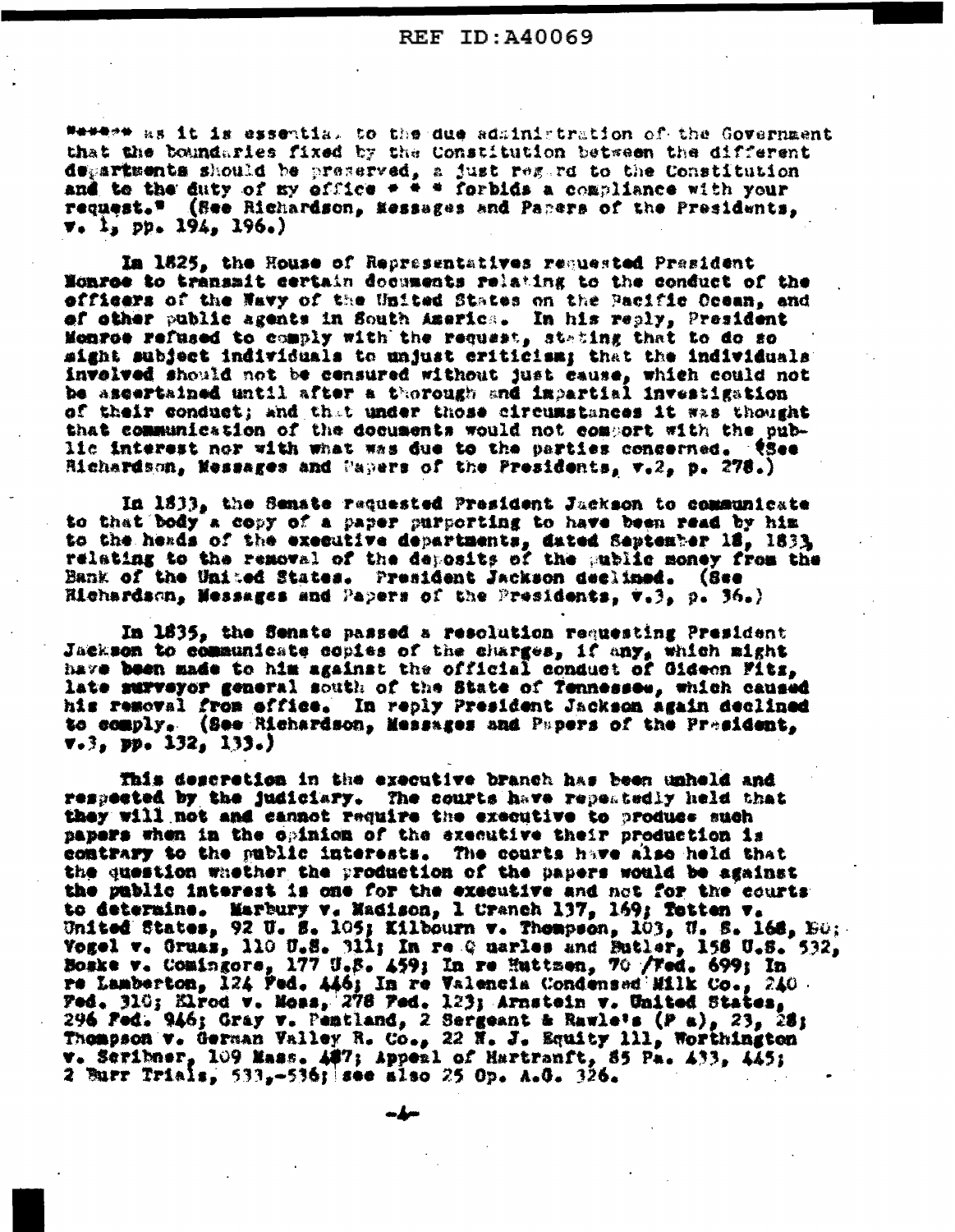"\* \* \* as it is essential to the due administration of the Government that the boundaries fixed by the Constitution between the different departments should be preserved, a just regard to the Constitution and to the duty of my office \* \* \* forbids a compliance with your request." (See Richardson, Messages and Papers of the Presidents, v. 1, pp. 194, 196.)

In 1825, the House of Representatives requested President Monroe to transmit certain documents relating to the conduct of the officers of the Navy of the United States on the Pacific Ocean, and of other public agents in South America. In his reply, President Monroe refused to comply with the request, stating that to do so might subject individuals to unjust criticism; that the individuals involved should not be censured without just cause, which could not be ascertained until after a thorough and impartial investigation of their conduct; and that under those circumstances it was thought that communication of the documents would not comport with the public interest nor with what was due to the parties concerned. (See Richardson, Messages and Papers of the Presidents, v.2, p. 278.)

In 1833, the Senate requested President Jackson to communicate to that body a copy of a paper purporting to have been read by him to the heads of the executive departments, dated September 18, 1833, relating to the removal of the deposits of the public money from the Bank of the United States. President Jackson declined. (See Richardson, Messages and Papers of the Presidents, v.3, p. 36.)

In 1835, the Senate passed a resolution requesting President Jackson to communicate copies of the charges, if any, which might have been made to him against the official conduct of Gideon Fitz, late surveyor general south of the State of Tennessee, which caused his removal from office. In reply President Jackson again declined to comply. (See Richardson, Messages and Papers of the President, v.3, pp. 132, 133.)

This descretion in the executive branch has been upheld and respected by the judiciary. The courts have repeatedly held that they will not and cannot require the executive to produce such papers when in the opinion of the executive their production is contrary to the public interests. The courts have also held that the question whether the production of the papers would be against the public interest is one for the executive and not for the courts to determine. Marbury v. Madison, 1 Cranch 137, 169; Totten v. United States, 92 U. S. 105; Kilbourn v. Thompson, 103, U. S. 168, 190; Vogel v. Gruaz, 110 U.S. 311; In re Quarles and Butler, 158 U.S. 532, Boske v. Comingore, 177 U.S. 459; In re Huttman, 70 Fed. 699; In re Lamberton, 124 Fed. 446; In re Valencia Condensed Milk Co., 240 Fed. 310; Elrod v. Moss, 278 Fed. 123; Arnstein v. United States, 296 Fed. 946; Gray v. Pentland, 2 Sergeant & Rawle's (P a), 23, 28; Thompson v. German Valley R. Co., 22 N. J. Equity 111, Worthington v. Scribner, 109 Mass. 487; Appeal of Hartranft, 85 Pa. 433, 445; 2 Burr Trials, 533,-536; see also 25 Op. A.G. 326.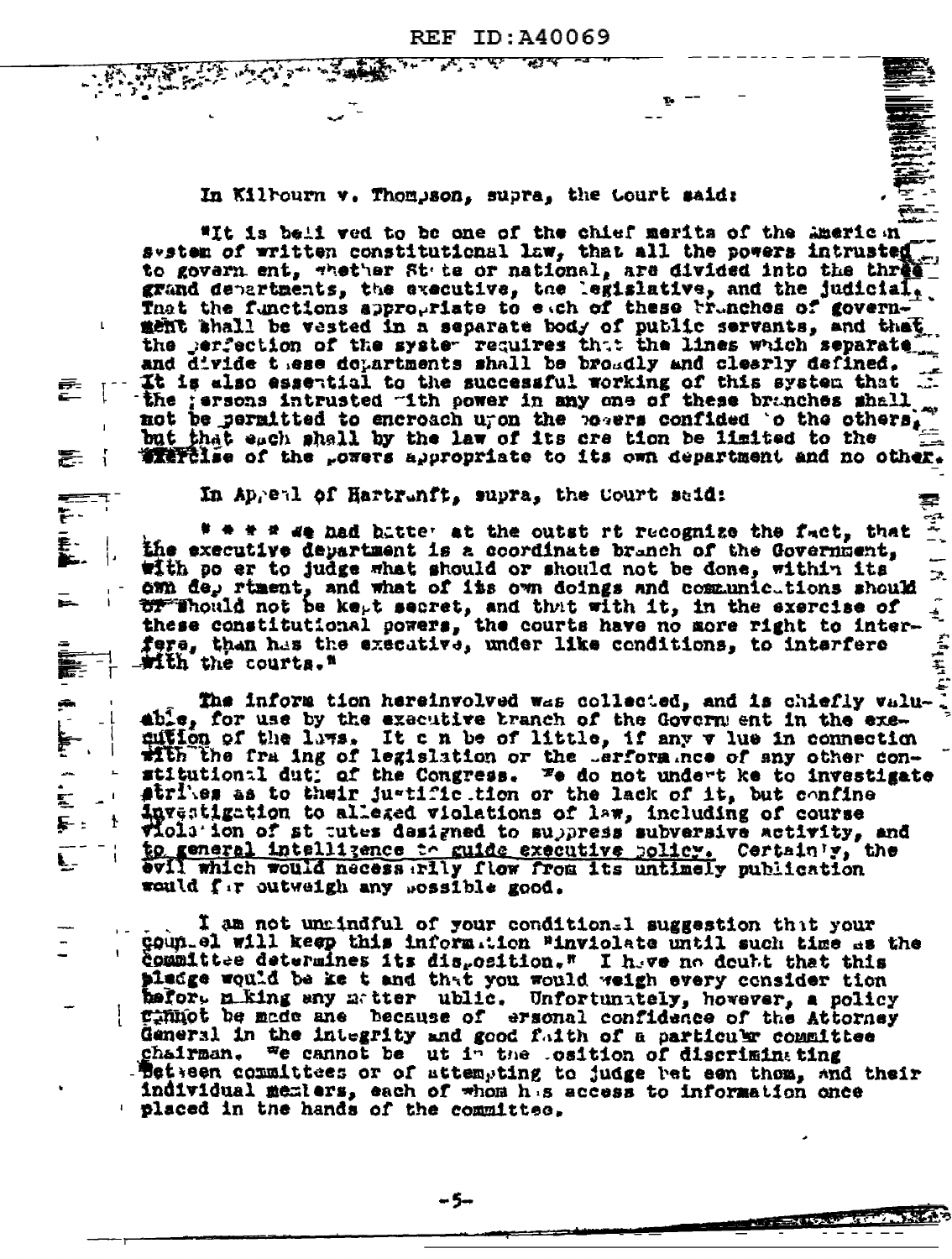In Kilbourn v. Thompson, supra, the Court said:

"It is believed to be one of the chief merits of the American system of written constitutional law, that all the powers intrusted to government, whether State or national, are divided into the three grand departments, the executive, the legislative, and the judicial. That the functions appropriate to each of these branches of government shall be vested in a separate body of public servants, and that the perfection of the system requires that the lines which separate and divide these departments shall be broadly and clearly defined. It is also essential to the successful working of this system that the persons intrusted with power in any one of these branches shall not be permitted to encroach upon the powers confided to the others, but that each shall by the law of its creation be limited to the exercise of the powers appropriate to its own department and no other.

In Appeal of Hartranft, supra, the Court said:

" * * * We had better at the outset recognize the fact, that the executive department is a coordinate branch of the Government, with power to judge what should or should not be done, within its own department, and what of its own doings and communications should or should not be kept secret, and that with it, in the exercise of these constitutional powers, the courts have no more right to interfere, than has the executive, under like conditions, to interfere with the courts."

The information hereinvolved was collected, and is chiefly valuable, for use by the executive branch of the Government in the execution of the laws. It can be of little, if any value in connection with the framing of legislation or the performance of any other constitutional duty of the Congress. We do not undertake to investigate strikes as to their justification or the lack of it, but confine investigation to alleged violations of law, including of course violation of statutes designed to suppress subversive activity, and to general intelligence to guide executive policy. Certainly, the evil which would necessarily flow from its untimely publication would far outweigh any possible good.

I am not unmindful of your conditional suggestion that your counsel will keep this information "inviolate until such time as the Committee determines its disposition." I have no doubt that this pledge would be kept and that you would weigh every consideration before making any matter public. Unfortunately, however, a policy cannot be made anew because of personal confidence of the Attorney General in the integrity and good faith of a particular committee chairman. We cannot be put in the position of discriminating between committees or of attempting to judge between them, and their individual members, each of whom has access to information once placed in the hands of the committee.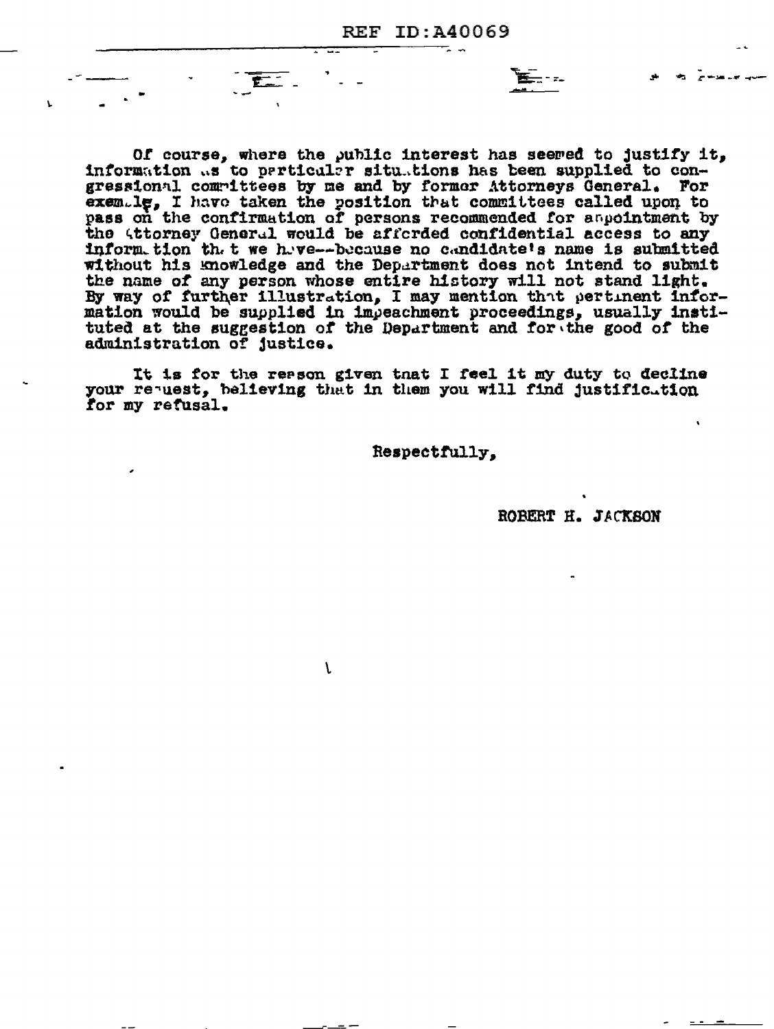Of course, where the public interest has seemed to justify it, information as to particular situations has been supplied to congressional committees by me and by former Attorneys General. For example, I have taken the position that committees called upon to pass on the confirmation of persons recommended for appointment by the Attorney General would be afforded confidential access to any information that we have--because no candidate's name is submitted without his knowledge and the Department does not intend to submit the name of any person whose entire history will not stand light. By way of further illustration, I may mention that pertinent information would be supplied in impeachment proceedings, usually instituted at the suggestion of the Department and for the good of the administration of justice.

It is for the reason given that I feel it my duty to decline your request, believing that in them you will find justification for my refusal.

Respectfully,

ROBERT H. JACKSON